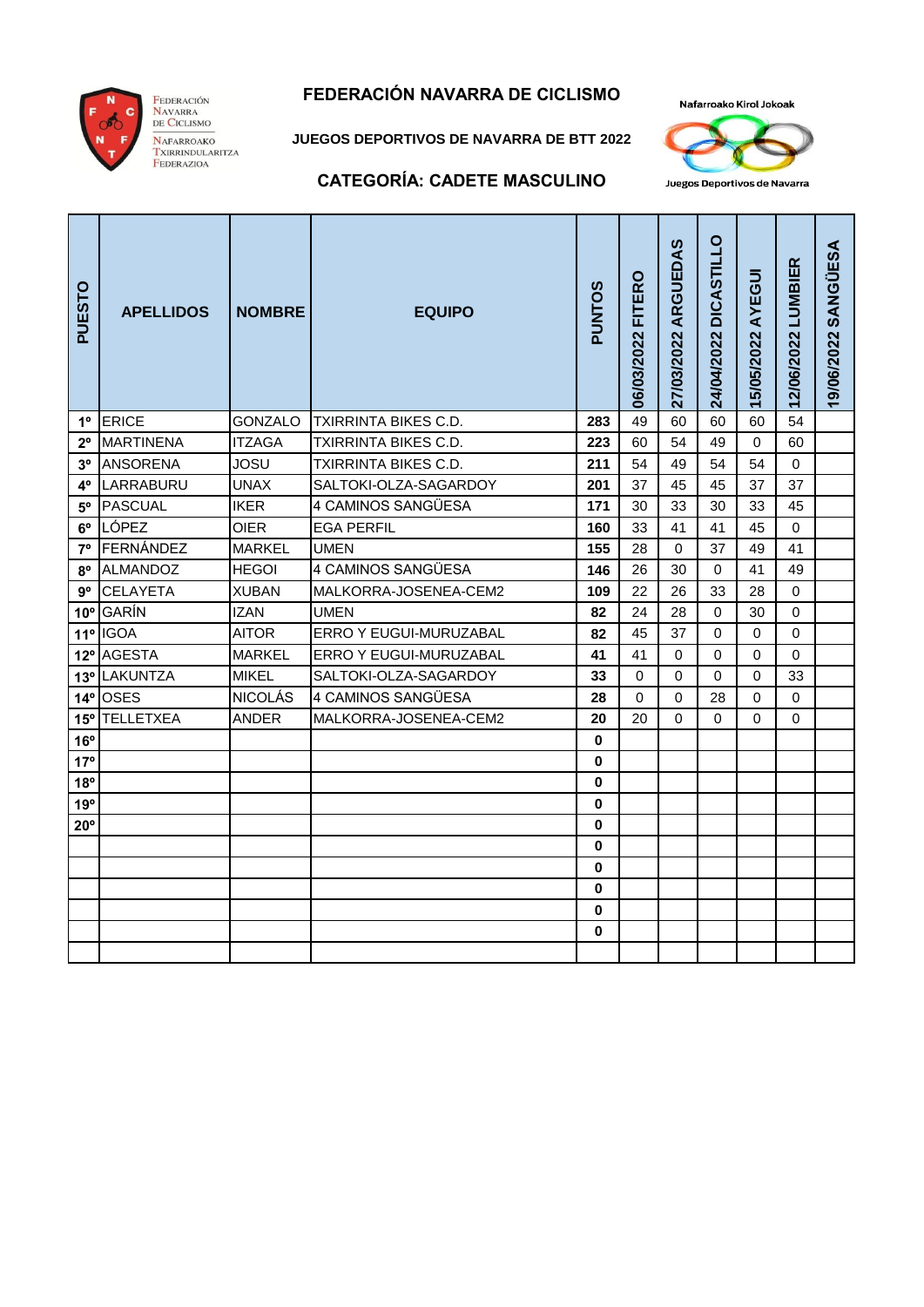# FEDERACIÓN NAVARRA DE CICLISMO

FEDERACIÓN NAVARRA DE CICLISMO
NAFARROAKO TXIRRINDULARITZA FEDERAZIOA

Nafarroako Kirol Jokoak
Juegos Deportivos de Navarra

## JUEGOS DEPORTIVOS DE NAVARRA DE BTT 2022

## CATEGORÍA: CADETE MASCULINO

| PUESTO | APELLIDOS | NOMBRE | EQUIPO | PUNTOS | 06/03/2022 FITERO | 27/03/2022 ARGUEDAS | 24/04/2022 DICASTILLO | 15/05/2022 AYEGUI | 12/06/2022 LUMBIER | 19/06/2022 SANGÜESA |
|---|---|---|---|---|---|---|---|---|---|---|
| 1º | ERICE | GONZALO | TXIRRINTA BIKES C.D. | 283 | 49 | 60 | 60 | 60 | 54 | |
| 2º | MARTINENA | ITZAGA | TXIRRINTA BIKES C.D. | 223 | 60 | 54 | 49 | 0 | 60 | |
| 3º | ANSORENA | JOSU | TXIRRINTA BIKES C.D. | 211 | 54 | 49 | 54 | 54 | 0 | |
| 4º | LARRABURU | UNAX | SALTOKI-OLZA-SAGARDOY | 201 | 37 | 45 | 45 | 37 | 37 | |
| 5º | PASCUAL | IKER | 4 CAMINOS SANGÜESA | 171 | 30 | 33 | 30 | 33 | 45 | |
| 6º | LÓPEZ | OIER | EGA PERFIL | 160 | 33 | 41 | 41 | 45 | 0 | |
| 7º | FERNÁNDEZ | MARKEL | UMEN | 155 | 28 | 0 | 37 | 49 | 41 | |
| 8º | ALMANDOZ | HEGOI | 4 CAMINOS SANGÜESA | 146 | 26 | 30 | 0 | 41 | 49 | |
| 9º | CELAYETA | XUBAN | MALKORRA-JOSENEA-CEM2 | 109 | 22 | 26 | 33 | 28 | 0 | |
| 10º | GARÍN | IZAN | UMEN | 82 | 24 | 28 | 0 | 30 | 0 | |
| 11º | IGOA | AITOR | ERRO Y EUGUI-MURUZABAL | 82 | 45 | 37 | 0 | 0 | 0 | |
| 12º | AGESTA | MARKEL | ERRO Y EUGUI-MURUZABAL | 41 | 41 | 0 | 0 | 0 | 0 | |
| 13º | LAKUNTZA | MIKEL | SALTOKI-OLZA-SAGARDOY | 33 | 0 | 0 | 0 | 0 | 33 | |
| 14º | OSES | NICOLÁS | 4 CAMINOS SANGÜESA | 28 | 0 | 0 | 28 | 0 | 0 | |
| 15º | TELLETXEA | ANDER | MALKORRA-JOSENEA-CEM2 | 20 | 20 | 0 | 0 | 0 | 0 | |
| 16º | | | | 0 | | | | | | |
| 17º | | | | 0 | | | | | | |
| 18º | | | | 0 | | | | | | |
| 19º | | | | 0 | | | | | | |
| 20º | | | | 0 | | | | | | |
| | | | | 0 | | | | | | |
| | | | | 0 | | | | | | |
| | | | | 0 | | | | | | |
| | | | | 0 | | | | | | |
| | | | | 0 | | | | | | |
| | | | | | | | | | | |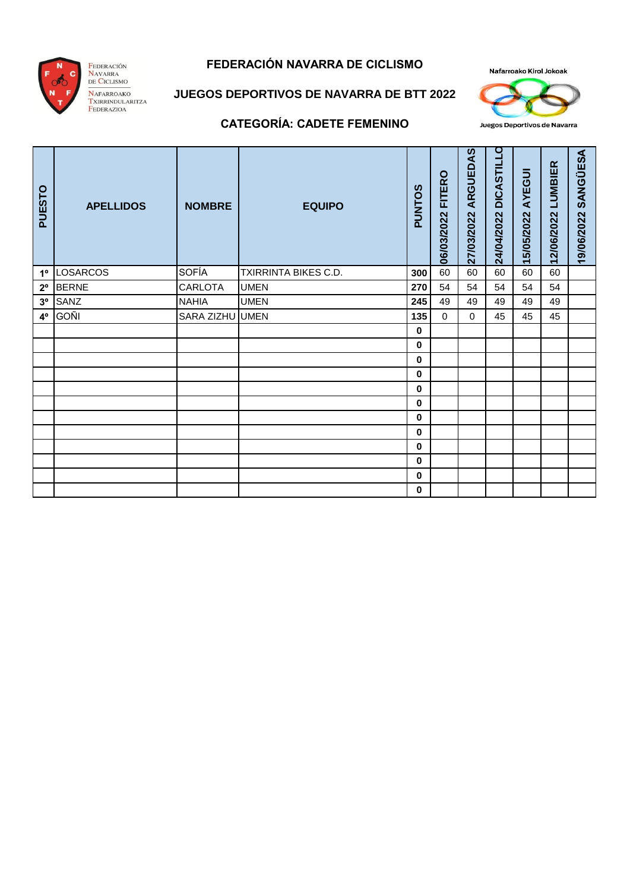FEDERACIÓN NAVARRA DE CICLISMO

NAFARROAKO TXIRRINDULARITZA FEDERAZIOA

# FEDERACIÓN NAVARRA DE CICLISMO

## JUEGOS DEPORTIVOS DE NAVARRA DE BTT 2022

### CATEGORÍA: CADETE FEMENINO

Nafarroako Kirol Jokoak

Juegos Deportivos de Navarra

| PUESTO | APELLIDOS | NOMBRE | EQUIPO | PUNTOS | 06/03/2022 FITERO | 27/03/2022 ARGUEDAS | 24/04/2022 DICASTILLO | 15/05/2022 AYEGUI | 12/06/2022 LUMBIER | 19/06/2022 SANGÜESA |
|---|---|---|---|---|---|---|---|---|---|---|
| 1º | LOSARCOS | SOFÍA | TXIRRINTA BIKES C.D. | 300 | 60 | 60 | 60 | 60 | 60 | |
| 2º | BERNE | CARLOTA | UMEN | 270 | 54 | 54 | 54 | 54 | 54 | |
| 3º | SANZ | NAHIA | UMEN | 245 | 49 | 49 | 49 | 49 | 49 | |
| 4º | GOÑI | SARA ZIZHU | UMEN | 135 | 0 | 0 | 45 | 45 | 45 | |
| | | | | 0 | | | | | | |
| | | | | 0 | | | | | | |
| | | | | 0 | | | | | | |
| | | | | 0 | | | | | | |
| | | | | 0 | | | | | | |
| | | | | 0 | | | | | | |
| | | | | 0 | | | | | | |
| | | | | 0 | | | | | | |
| | | | | 0 | | | | | | |
| | | | | 0 | | | | | | |
| | | | | 0 | | | | | | |
| | | | | 0 | | | | | | |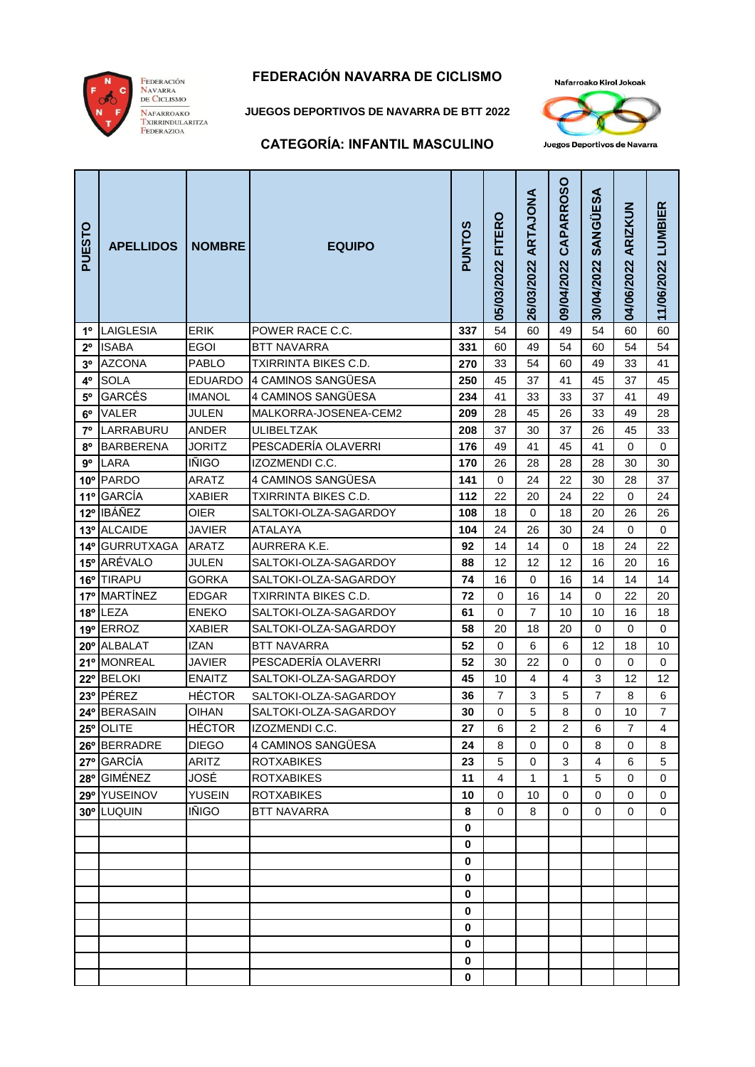# FEDERACIÓN NAVARRA DE CICLISMO

### JUEGOS DEPORTIVOS DE NAVARRA DE BTT 2022

## CATEGORÍA: INFANTIL MASCULINO

| PUESTO | APELLIDOS | NOMBRE | EQUIPO | PUNTOS | 05/03/2022 FITERO | 26/03/2022 ARTAJONA | 09/04/2022 CAPARROSO | 30/04/2022 SANGÜESA | 04/06/2022 ARIZKUN | 11/06/2022 LUMBIER |
|---|---|---|---|---|---|---|---|---|---|---|
| 1º | LAIGLESIA | ERIK | POWER RACE C.C. | 337 | 54 | 60 | 49 | 54 | 60 | 60 |
| 2º | ISABA | EGOI | BTT NAVARRA | 331 | 60 | 49 | 54 | 60 | 54 | 54 |
| 3º | AZCONA | PABLO | TXIRRINTA BIKES C.D. | 270 | 33 | 54 | 60 | 49 | 33 | 41 |
| 4º | SOLA | EDUARDO | 4 CAMINOS SANGÜESA | 250 | 45 | 37 | 41 | 45 | 37 | 45 |
| 5º | GARCÉS | IMANOL | 4 CAMINOS SANGÜESA | 234 | 41 | 33 | 33 | 37 | 41 | 49 |
| 6º | VALER | JULEN | MALKORRA-JOSENEA-CEM2 | 209 | 28 | 45 | 26 | 33 | 49 | 28 |
| 7º | LARRABURU | ANDER | ULIBELTZAK | 208 | 37 | 30 | 37 | 26 | 45 | 33 |
| 8º | BARBERENA | JORITZ | PESCADERÍA OLAVERRI | 176 | 49 | 41 | 45 | 41 | 0 | 0 |
| 9º | LARA | IÑIGO | IZOZMENDI C.C. | 170 | 26 | 28 | 28 | 28 | 30 | 30 |
| 10º | PARDO | ARATZ | 4 CAMINOS SANGÜESA | 141 | 0 | 24 | 22 | 30 | 28 | 37 |
| 11º | GARCÍA | XABIER | TXIRRINTA BIKES C.D. | 112 | 22 | 20 | 24 | 22 | 0 | 24 |
| 12º | IBÁÑEZ | OIER | SALTOKI-OLZA-SAGARDOY | 108 | 18 | 0 | 18 | 20 | 26 | 26 |
| 13º | ALCAIDE | JAVIER | ATALAYA | 104 | 24 | 26 | 30 | 24 | 0 | 0 |
| 14º | GURRUTXAGA | ARATZ | AURRERA K.E. | 92 | 14 | 14 | 0 | 18 | 24 | 22 |
| 15º | ARÉVALO | JULEN | SALTOKI-OLZA-SAGARDOY | 88 | 12 | 12 | 12 | 16 | 20 | 16 |
| 16º | TIRAPU | GORKA | SALTOKI-OLZA-SAGARDOY | 74 | 16 | 0 | 16 | 14 | 14 | 14 |
| 17º | MARTÍNEZ | EDGAR | TXIRRINTA BIKES C.D. | 72 | 0 | 16 | 14 | 0 | 22 | 20 |
| 18º | LEZA | ENEKO | SALTOKI-OLZA-SAGARDOY | 61 | 0 | 7 | 10 | 10 | 16 | 18 |
| 19º | ERROZ | XABIER | SALTOKI-OLZA-SAGARDOY | 58 | 20 | 18 | 20 | 0 | 0 | 0 |
| 20º | ALBALAT | IZAN | BTT NAVARRA | 52 | 0 | 6 | 6 | 12 | 18 | 10 |
| 21º | MONREAL | JAVIER | PESCADERÍA OLAVERRI | 52 | 30 | 22 | 0 | 0 | 0 | 0 |
| 22º | BELOKI | ENAITZ | SALTOKI-OLZA-SAGARDOY | 45 | 10 | 4 | 4 | 3 | 12 | 12 |
| 23º | PÉREZ | HÉCTOR | SALTOKI-OLZA-SAGARDOY | 36 | 7 | 3 | 5 | 7 | 8 | 6 |
| 24º | BERASAIN | OIHAN | SALTOKI-OLZA-SAGARDOY | 30 | 0 | 5 | 8 | 0 | 10 | 7 |
| 25º | OLITE | HÉCTOR | IZOZMENDI C.C. | 27 | 6 | 2 | 2 | 6 | 7 | 4 |
| 26º | BERRADRE | DIEGO | 4 CAMINOS SANGÜESA | 24 | 8 | 0 | 0 | 8 | 0 | 8 |
| 27º | GARCÍA | ARITZ | ROTXABIKES | 23 | 5 | 0 | 3 | 4 | 6 | 5 |
| 28º | GIMÉNEZ | JOSÉ | ROTXABIKES | 11 | 4 | 1 | 1 | 5 | 0 | 0 |
| 29º | YUSEINOV | YUSEIN | ROTXABIKES | 10 | 0 | 10 | 0 | 0 | 0 | 0 |
| 30º | LUQUIN | IÑIGO | BTT NAVARRA | 8 | 0 | 8 | 0 | 0 | 0 | 0 |
| | | | | 0 | | | | | | |
| | | | | 0 | | | | | | |
| | | | | 0 | | | | | | |
| | | | | 0 | | | | | | |
| | | | | 0 | | | | | | |
| | | | | 0 | | | | | | |
| | | | | 0 | | | | | | |
| | | | | 0 | | | | | | |
| | | | | 0 | | | | | | |
| | | | | 0 | | | | | | |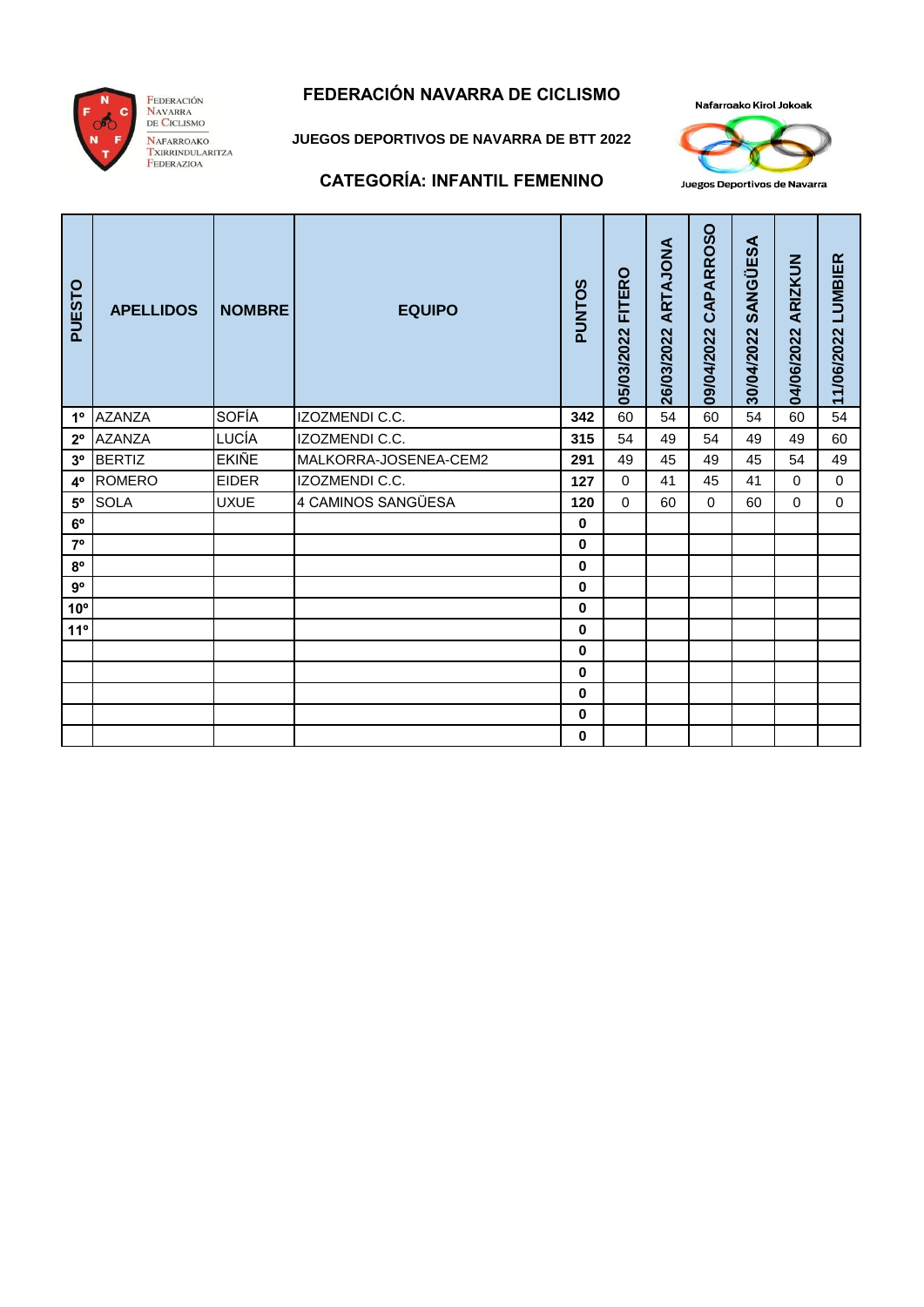FEDERACIÓN NAVARRA DE CICLISMO

NAFARROAKO TXIRRINDULARITZA FEDERAZIOA

# FEDERACIÓN NAVARRA DE CICLISMO

## JUEGOS DEPORTIVOS DE NAVARRA DE BTT 2022

Nafarroako Kirol Jokoak

Juegos Deportivos de Navarra

## CATEGORÍA: INFANTIL FEMENINO

| PUESTO | APELLIDOS | NOMBRE | EQUIPO | PUNTOS | 05/03/2022 FITERO | 26/03/2022 ARTAJONA | 09/04/2022 CAPARROSO | 30/04/2022 SANGÜESA | 04/06/2022 ARIZKUN | 11/06/2022 LUMBIER |
|---|---|---|---|---|---|---|---|---|---|---|
| 1º | AZANZA | SOFÍA | IZOZMENDI C.C. | 342 | 60 | 54 | 60 | 54 | 60 | 54 |
| 2º | AZANZA | LUCÍA | IZOZMENDI C.C. | 315 | 54 | 49 | 54 | 49 | 49 | 60 |
| 3º | BERTIZ | EKIÑE | MALKORRA-JOSENEA-CEM2 | 291 | 49 | 45 | 49 | 45 | 54 | 49 |
| 4º | ROMERO | EIDER | IZOZMENDI C.C. | 127 | 0 | 41 | 45 | 41 | 0 | 0 |
| 5º | SOLA | UXUE | 4 CAMINOS SANGÜESA | 120 | 0 | 60 | 0 | 60 | 0 | 0 |
| 6º | | | | 0 | | | | | | |
| 7º | | | | 0 | | | | | | |
| 8º | | | | 0 | | | | | | |
| 9º | | | | 0 | | | | | | |
| 10º | | | | 0 | | | | | | |
| 11º | | | | 0 | | | | | | |
| | | | | 0 | | | | | | |
| | | | | 0 | | | | | | |
| | | | | 0 | | | | | | |
| | | | | 0 | | | | | | |
| | | | | 0 | | | | | | |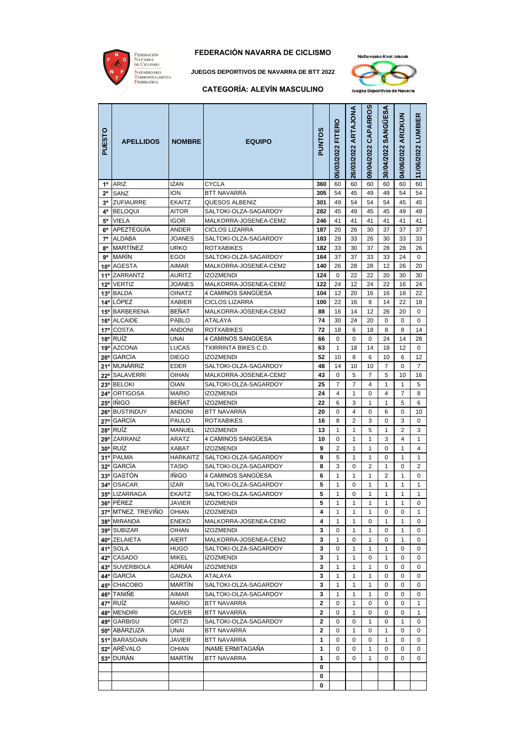# FEDERACIÓN NAVARRA DE CICLISMO

**JUEGOS DEPORTIVOS DE NAVARRA DE BTT 2022**

**CATEGORÍA: ALEVÍN MASCULINO**

| PUESTO | APELLIDOS | NOMBRE | EQUIPO | PUNTOS | 05/03/2022 FITERO | 26/03/2022 ARTAJONA | 09/04/2022 CAPARROSO | 30/04/2022 SANGÜESA | 04/06/2022 ARIZKUN | 11/06/2022 LUMBIER |
|---|---|---|---|---|---|---|---|---|---|---|
| 1º | ARIZ | IZAN | CYCLA | 360 | 60 | 60 | 60 | 60 | 60 | 60 |
| 2º | SANZ | ION | BTT NAVARRA | 305 | 54 | 45 | 49 | 49 | 54 | 54 |
| 3º | ZUFIAURRE | EKAITZ | QUESOS ALBENIZ | 301 | 49 | 54 | 54 | 54 | 45 | 45 |
| 4º | BELOQUI | AITOR | SALTOKI-OLZA-SAGARDOY | 282 | 45 | 49 | 45 | 45 | 49 | 49 |
| 5º | VIELA | IGOR | MALKORRA-JOSENEA-CEM2 | 246 | 41 | 41 | 41 | 41 | 41 | 41 |
| 6º | APEZTEGUÍA | ANDER | CICLOS LIZARRA | 187 | 20 | 26 | 30 | 37 | 37 | 37 |
| 7º | ALDABA | JOANES | SALTOKI-OLZA-SAGARDOY | 183 | 28 | 33 | 26 | 30 | 33 | 33 |
| 8º | MARTÍNEZ | URKO | ROTXABIKES | 182 | 33 | 30 | 37 | 28 | 28 | 26 |
| 9º | MARÍN | EGOI | SALTOKI-OLZA-SAGARDOY | 164 | 37 | 37 | 33 | 33 | 24 | 0 |
| 10º | AGESTA | AIMAR | MALKORRA-JOSENEA-CEM2 | 140 | 26 | 28 | 28 | 12 | 26 | 20 |
| 11º | ZARRANTZ | AURITZ | IZOZMENDI | 124 | 0 | 22 | 22 | 20 | 30 | 30 |
| 12º | VERTIZ | JOANES | MALKORRA-JOSENEA-CEM2 | 122 | 24 | 12 | 24 | 22 | 16 | 24 |
| 13º | BALDA | OINATZ | 4 CAMINOS SANGÜESA | 104 | 12 | 20 | 16 | 16 | 18 | 22 |
| 14º | LÓPEZ | XABIER | CICLOS LIZARRA | 100 | 22 | 16 | 8 | 14 | 22 | 18 |
| 15º | BARBERENA | BEÑAT | MALKORRA-JOSENEA-CEM2 | 88 | 16 | 14 | 12 | 26 | 20 | 0 |
| 16º | ALCAIDE | PABLO | ATALAYA | 74 | 30 | 24 | 20 | 0 | 0 | 0 |
| 17º | COSTA | ANDONI | ROTXABIKES | 72 | 18 | 6 | 18 | 8 | 8 | 14 |
| 18º | RUÍZ | UNAI | 4 CAMINOS SANGÜESA | 66 | 0 | 0 | 0 | 24 | 14 | 28 |
| 19º | AZCONA | LUCAS | TXIRRINTA BIKES C.D. | 63 | 1 | 18 | 14 | 18 | 12 | 0 |
| 20º | GARCÍA | DIEGO | IZOZMENDI | 52 | 10 | 8 | 6 | 10 | 6 | 12 |
| 21º | MUNÁRRIZ | EDER | SALTOKI-OLZA-SAGARDOY | 48 | 14 | 10 | 10 | 7 | 0 | 7 |
| 22º | SALAVERRI | OIHAN | MALKORRA-JOSENEA-CEM2 | 43 | 0 | 5 | 7 | 5 | 10 | 16 |
| 23º | BELOKI | OIAN | SALTOKI-OLZA-SAGARDOY | 25 | 7 | 7 | 4 | 1 | 1 | 5 |
| 24º | ORTIGOSA | MARIO | IZOZMENDI | 24 | 4 | 1 | 0 | 4 | 7 | 8 |
| 25º | IÑIGO | BEÑAT | IZOZMENDI | 22 | 6 | 3 | 1 | 1 | 5 | 6 |
| 26º | BUSTINDUY | ANDONI | BTT NAVARRA | 20 | 0 | 4 | 0 | 6 | 0 | 10 |
| 27º | GARCÍA | PAULO | ROTXABIKES | 16 | 8 | 2 | 3 | 0 | 3 | 0 |
| 28º | RUÍZ | MANUEL | IZOZMENDI | 13 | 1 | 1 | 5 | 1 | 2 | 3 |
| 29º | ZARRANZ | ARATZ | 4 CAMINOS SANGÜESA | 10 | 0 | 1 | 1 | 3 | 4 | 1 |
| 30º | RUÍZ | XABAT | IZOZMENDI | 9 | 2 | 1 | 1 | 0 | 1 | 4 |
| 31º | PALMA | HARKAITZ | SALTOKI-OLZA-SAGARDOY | 9 | 5 | 1 | 1 | 0 | 1 | 1 |
| 32º | GARCÍA | TASIO | SALTOKI-OLZA-SAGARDOY | 8 | 3 | 0 | 2 | 1 | 0 | 2 |
| 33º | GASTÓN | IÑIGO | 4 CAMINOS SANGÜESA | 6 | 1 | 1 | 1 | 2 | 1 | 0 |
| 34º | OSACAR | IZAR | SALTOKI-OLZA-SAGARDOY | 5 | 1 | 0 | 1 | 1 | 1 | 1 |
| 35º | LIZARRAGA | EKAITZ | SALTOKI-OLZA-SAGARDOY | 5 | 1 | 0 | 1 | 1 | 1 | 1 |
| 36º | PÉREZ | JAVIER | IZOZMENDI | 5 | 1 | 1 | 1 | 1 | 1 | 0 |
| 37º | MTNEZ. TREVIÑO | OHIAN | IZOZMENDI | 4 | 1 | 1 | 1 | 0 | 0 | 1 |
| 38º | MIRANDA | ENEKO | MALKORRA-JOSENEA-CEM2 | 4 | 1 | 1 | 0 | 1 | 1 | 0 |
| 39º | SUBIZAR | OIHAN | IZOZMENDI | 3 | 0 | 1 | 1 | 0 | 1 | 0 |
| 40º | ZELAIETA | AIERT | MALKORRA-JOSENEA-CEM2 | 3 | 1 | 0 | 1 | 0 | 1 | 0 |
| 41º | SOLA | HUGO | SALTOKI-OLZA-SAGARDOY | 3 | 0 | 1 | 1 | 1 | 0 | 0 |
| 42º | CASADO | MIKEL | IZOZMENDI | 3 | 1 | 1 | 0 | 1 | 0 | 0 |
| 43º | SUVERBIOLA | ADRIÁN | IZOZMENDI | 3 | 1 | 1 | 1 | 0 | 0 | 0 |
| 44º | GARCÍA | GAIZKA | ATALAYA | 3 | 1 | 1 | 1 | 0 | 0 | 0 |
| 45º | CHACOBO | MARTÍN | SALTOKI-OLZA-SAGARDOY | 3 | 1 | 1 | 1 | 0 | 0 | 0 |
| 46º | TANIÑE | AIMAR | SALTOKI-OLZA-SAGARDOY | 3 | 1 | 1 | 1 | 0 | 0 | 0 |
| 47º | RUÍZ | MARIO | BTT NAVARRA | 2 | 0 | 1 | 0 | 0 | 0 | 1 |
| 48º | MENDIRI | OLIVER | BTT NAVARRA | 2 | 0 | 1 | 0 | 0 | 0 | 1 |
| 49º | GARBISU | ORTZI | SALTOKI-OLZA-SAGARDOY | 2 | 0 | 0 | 1 | 0 | 1 | 0 |
| 50º | ABÁRZUZA | UNAI | BTT NAVARRA | 2 | 0 | 1 | 0 | 1 | 0 | 0 |
| 51º | BARASOAIN | JAVIER | BTT NAVARRA | 1 | 0 | 0 | 0 | 1 | 0 | 0 |
| 52º | ARÉVALO | OHIAN | INAME ERMITAGAÑA | 1 | 0 | 0 | 1 | 0 | 0 | 0 |
| 53º | DURÁN | MARTÍN | BTT NAVARRA | 1 | 0 | 0 | 1 | 0 | 0 | 0 |
| | | | | 0 | | | | | | |
| | | | | 0 | | | | | | |
| | | | | 0 | | | | | | |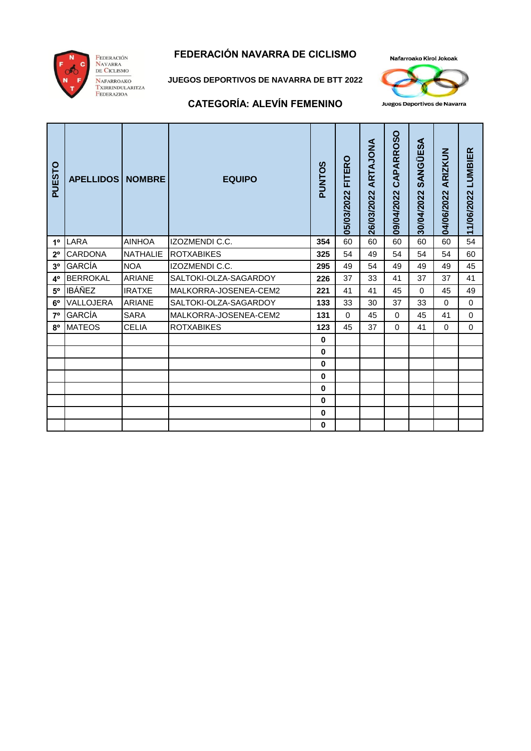FEDERACIÓN NAVARRA DE CICLISMO
NAFARROAKO TXIRRINDULARITZA FEDERAZIOA

# FEDERACIÓN NAVARRA DE CICLISMO

Nafarroako Kirol Jokoak

## JUEGOS DEPORTIVOS DE NAVARRA DE BTT 2022

Juegos Deportivos de Navarra

## CATEGORÍA: ALEVÍN FEMENINO

| PUESTO | APELLIDOS | NOMBRE | EQUIPO | PUNTOS | 05/03/2022 FITERO | 26/03/2022 ARTAJONA | 09/04/2022 CAPARROSO | 30/04/2022 SANGÜESA | 04/06/2022 ARIZKUN | 11/06/2022 LUMBIER |
|---|---|---|---|---|---|---|---|---|---|---|
| 1º | LARA | AINHOA | IZOZMENDI C.C. | 354 | 60 | 60 | 60 | 60 | 60 | 54 |
| 2º | CARDONA | NATHALIE | ROTXABIKES | 325 | 54 | 49 | 54 | 54 | 54 | 60 |
| 3º | GARCÍA | NOA | IZOZMENDI C.C. | 295 | 49 | 54 | 49 | 49 | 49 | 45 |
| 4º | BERROKAL | ARIANE | SALTOKI-OLZA-SAGARDOY | 226 | 37 | 33 | 41 | 37 | 37 | 41 |
| 5º | IBÁÑEZ | IRATXE | MALKORRA-JOSENEA-CEM2 | 221 | 41 | 41 | 45 | 0 | 45 | 49 |
| 6º | VALLOJERA | ARIANE | SALTOKI-OLZA-SAGARDOY | 133 | 33 | 30 | 37 | 33 | 0 | 0 |
| 7º | GARCÍA | SARA | MALKORRA-JOSENEA-CEM2 | 131 | 0 | 45 | 0 | 45 | 41 | 0 |
| 8º | MATEOS | CELIA | ROTXABIKES | 123 | 45 | 37 | 0 | 41 | 0 | 0 |
| | | | | 0 | | | | | | |
| | | | | 0 | | | | | | |
| | | | | 0 | | | | | | |
| | | | | 0 | | | | | | |
| | | | | 0 | | | | | | |
| | | | | 0 | | | | | | |
| | | | | 0 | | | | | | |
| | | | | 0 | | | | | | |